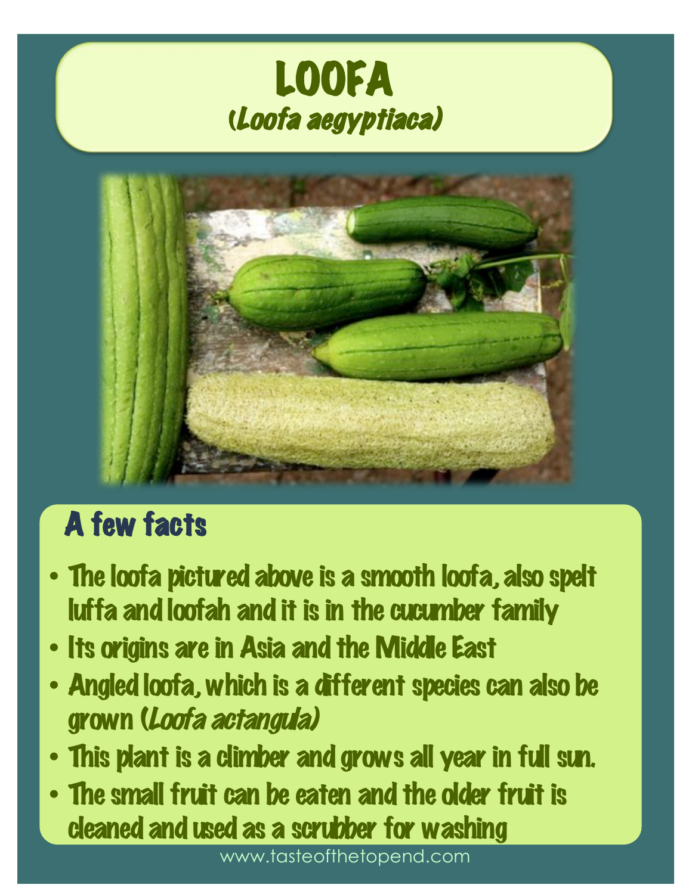# LOOFA

## *(Loofa aegyptiaca)*

## A few facts

- The loofa pictured above is a smooth loofa, also spelt luffa and loofah and it is in the cucumber family
- Its origins are in Asia and the Middle East
- Angled loofa, which is a different species can also be grown (*Loofa actangula*)
- This plant is a climber and grows all year in full sun.
- The small fruit can be eaten and the older fruit is cleaned and used as a scrubber for washing

www.tasteofthetopend.com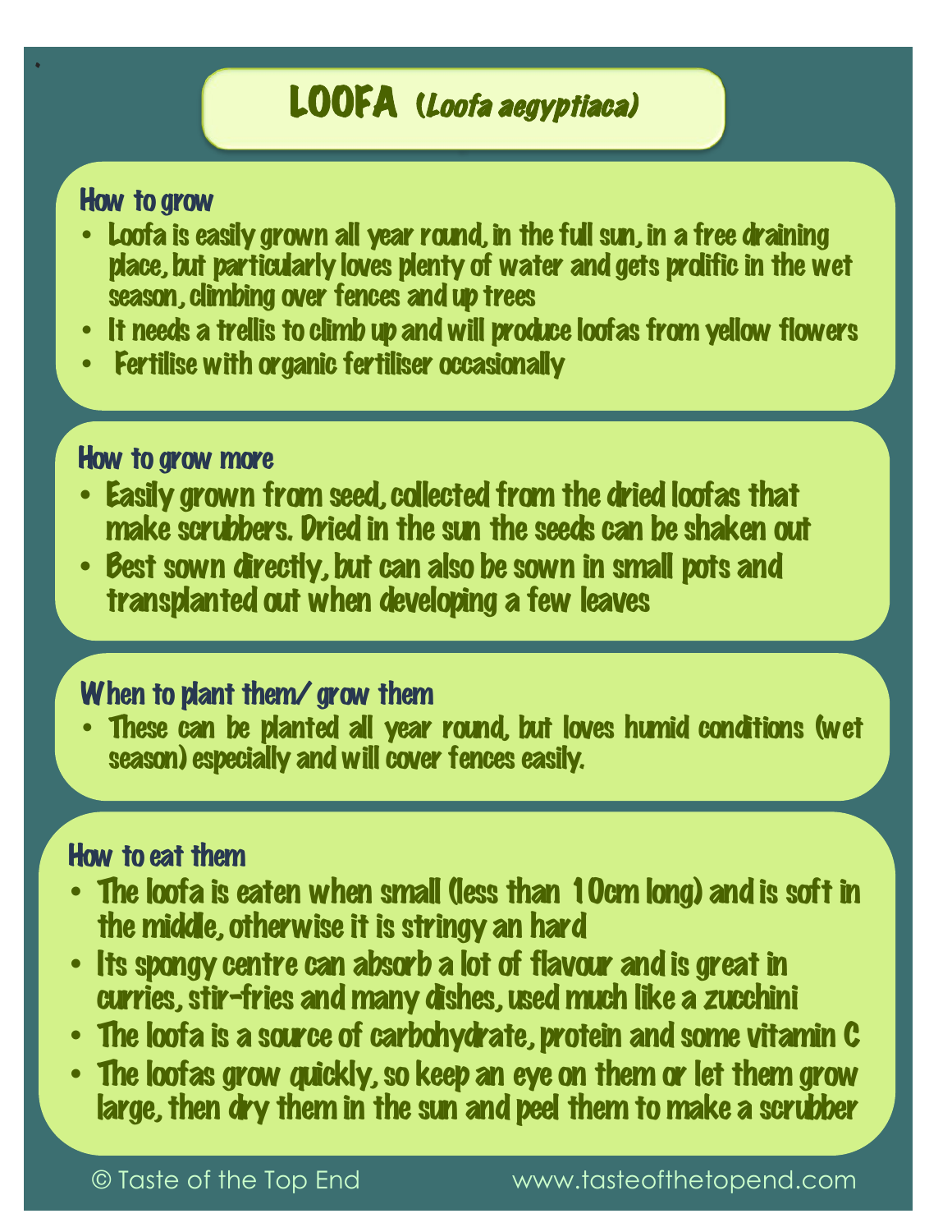# LOOFA (*Loofa aegyptiaca)*

## How to grow

- Loofa is easily grown all year round, in the full sun, in a free draining place, but particularly loves plenty of water and gets prolific in the wet season, climbing over fences and up trees
- It needs a trellis to climb up and will produce loofas from yellow flowers
- Fertilise with organic fertiliser occasionally

## How to grow more

- Easily grown from seed, collected from the dried loofas that make scrubbers. Dried in the sun the seeds can be shaken out
- Best sown directly, but can also be sown in small pots and transplanted out when developing a few leaves

## When to plant them/ grow them

- These can be planted all year round, but loves humid conditions (wet season) especially and will cover fences easily.

## How to eat them

- The loofa is eaten when small (less than 10cm long) and is soft in the middle, otherwise it is stringy an hard
- Its spongy centre can absorb a lot of flavour and is great in curries, stir-fries and many dishes, used much like a zucchini
- The loofa is a source of carbohydrate, protein and some vitamin C
- The loofas grow quickly, so keep an eye on them or let them grow large, then dry them in the sun and peel them to make a scrubber

© Taste of the Top End www.tasteofthetopend.com